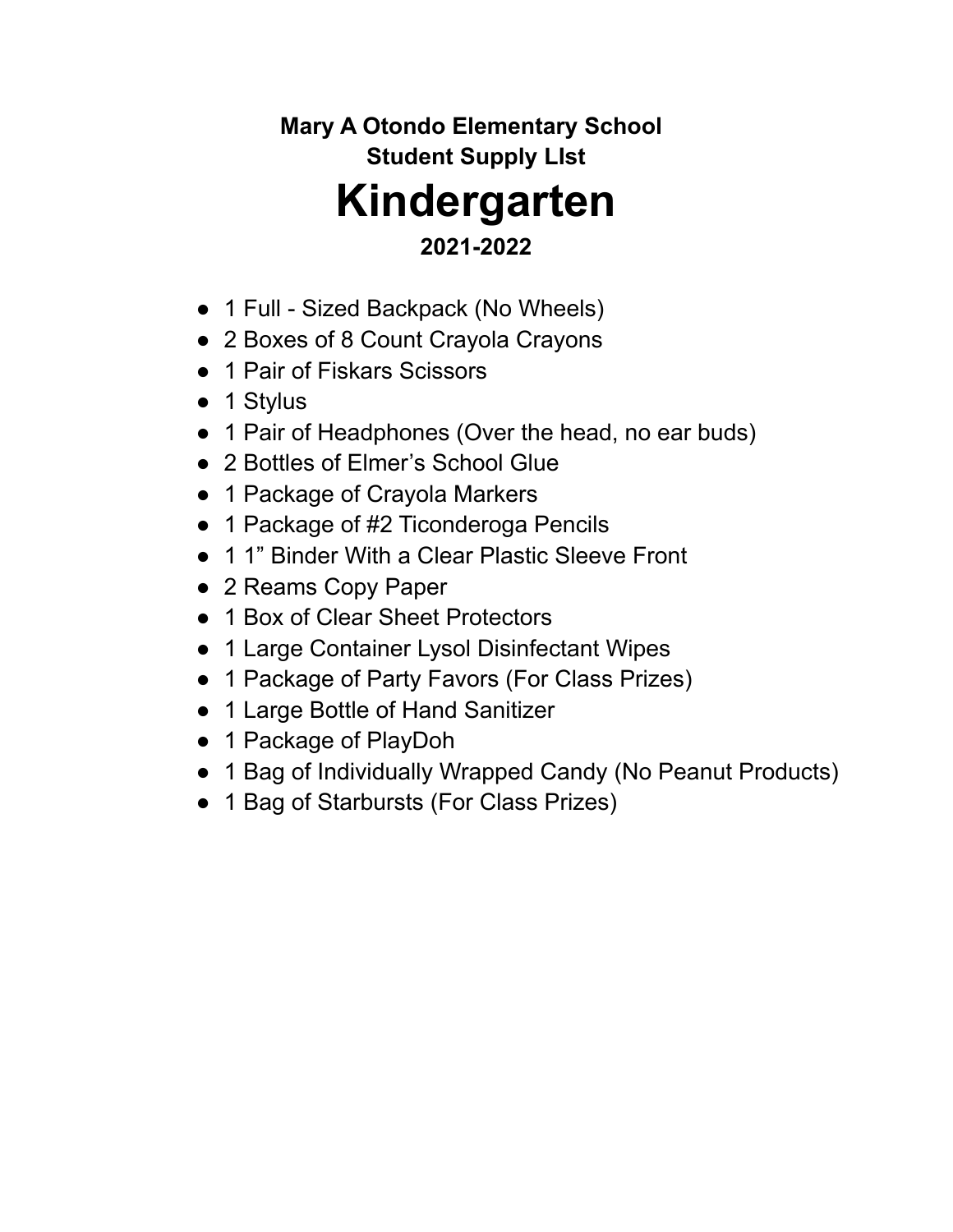**Mary A Otondo Elementary School**
**Student Supply LIst**

# Kindergarten

**2021-2022**

- 1 Full - Sized Backpack (No Wheels)
- 2 Boxes of 8 Count Crayola Crayons
- 1 Pair of Fiskars Scissors
- 1 Stylus
- 1 Pair of Headphones (Over the head, no ear buds)
- 2 Bottles of Elmer's School Glue
- 1 Package of Crayola Markers
- 1 Package of #2 Ticonderoga Pencils
- 1 1" Binder With a Clear Plastic Sleeve Front
- 2 Reams Copy Paper
- 1 Box of Clear Sheet Protectors
- 1 Large Container Lysol Disinfectant Wipes
- 1 Package of Party Favors (For Class Prizes)
- 1 Large Bottle of Hand Sanitizer
- 1 Package of PlayDoh
- 1 Bag of Individually Wrapped Candy (No Peanut Products)
- 1 Bag of Starbursts (For Class Prizes)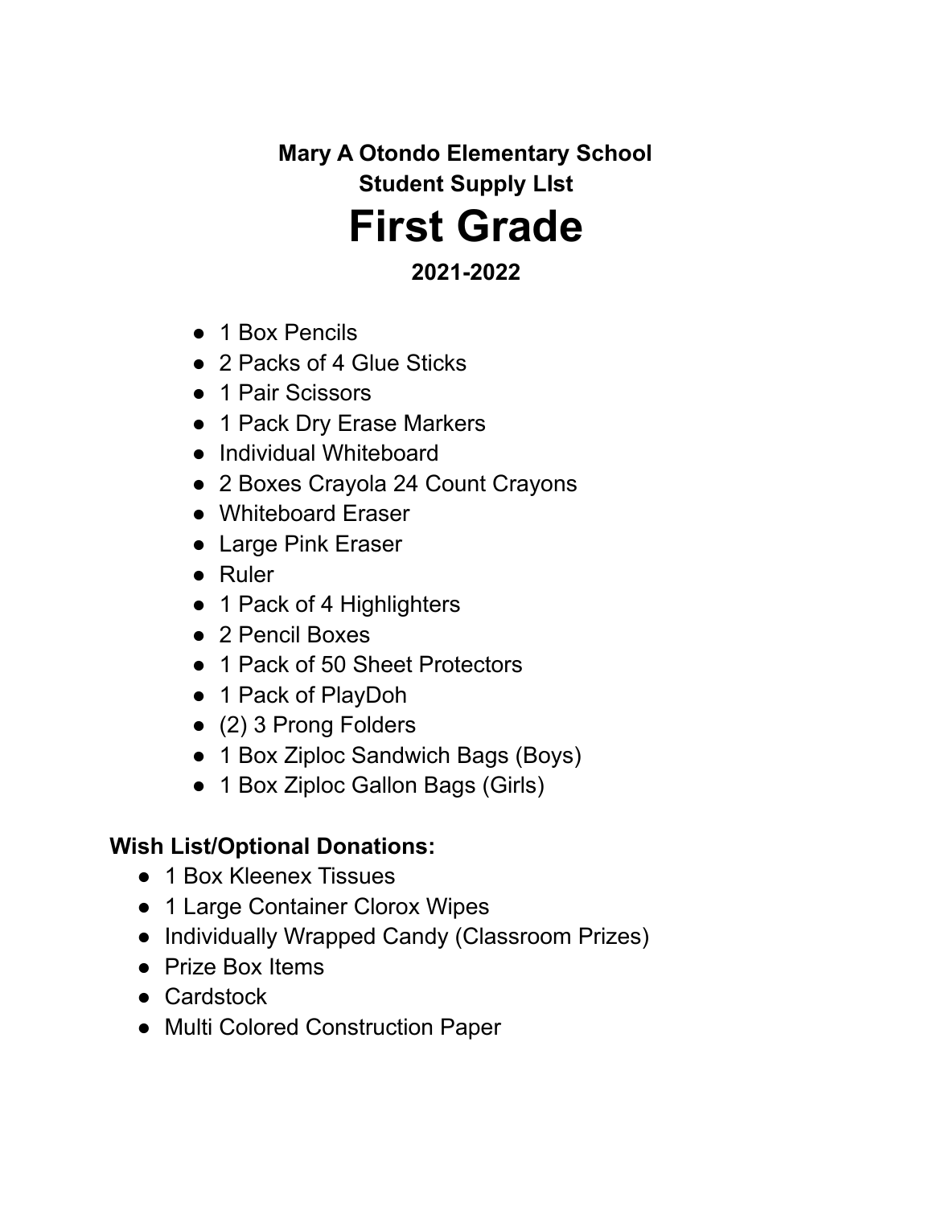**Mary A Otondo Elementary School**
**Student Supply LIst**

# First Grade

**2021-2022**

- 1 Box Pencils
- 2 Packs of 4 Glue Sticks
- 1 Pair Scissors
- 1 Pack Dry Erase Markers
- Individual Whiteboard
- 2 Boxes Crayola 24 Count Crayons
- Whiteboard Eraser
- Large Pink Eraser
- Ruler
- 1 Pack of 4 Highlighters
- 2 Pencil Boxes
- 1 Pack of 50 Sheet Protectors
- 1 Pack of PlayDoh
- (2) 3 Prong Folders
- 1 Box Ziploc Sandwich Bags (Boys)
- 1 Box Ziploc Gallon Bags (Girls)

**Wish List/Optional Donations:**

- 1 Box Kleenex Tissues
- 1 Large Container Clorox Wipes
- Individually Wrapped Candy (Classroom Prizes)
- Prize Box Items
- Cardstock
- Multi Colored Construction Paper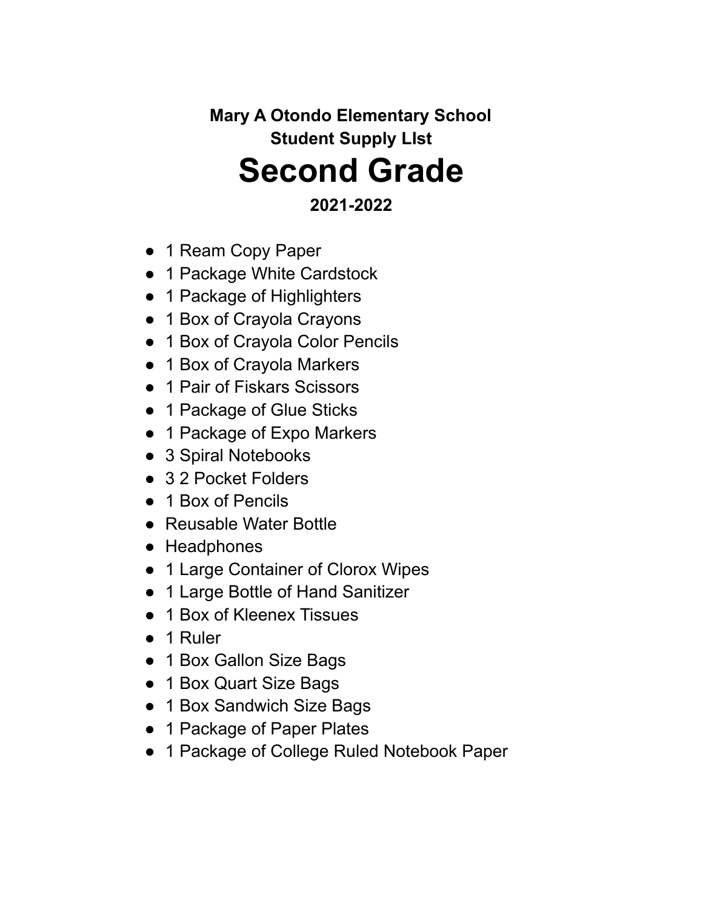**Mary A Otondo Elementary School**
**Student Supply LIst**

# Second Grade

**2021-2022**

- 1 Ream Copy Paper
- 1 Package White Cardstock
- 1 Package of Highlighters
- 1 Box of Crayola Crayons
- 1 Box of Crayola Color Pencils
- 1 Box of Crayola Markers
- 1 Pair of Fiskars Scissors
- 1 Package of Glue Sticks
- 1 Package of Expo Markers
- 3 Spiral Notebooks
- 3 2 Pocket Folders
- 1 Box of Pencils
- Reusable Water Bottle
- Headphones
- 1 Large Container of Clorox Wipes
- 1 Large Bottle of Hand Sanitizer
- 1 Box of Kleenex Tissues
- 1 Ruler
- 1 Box Gallon Size Bags
- 1 Box Quart Size Bags
- 1 Box Sandwich Size Bags
- 1 Package of Paper Plates
- 1 Package of College Ruled Notebook Paper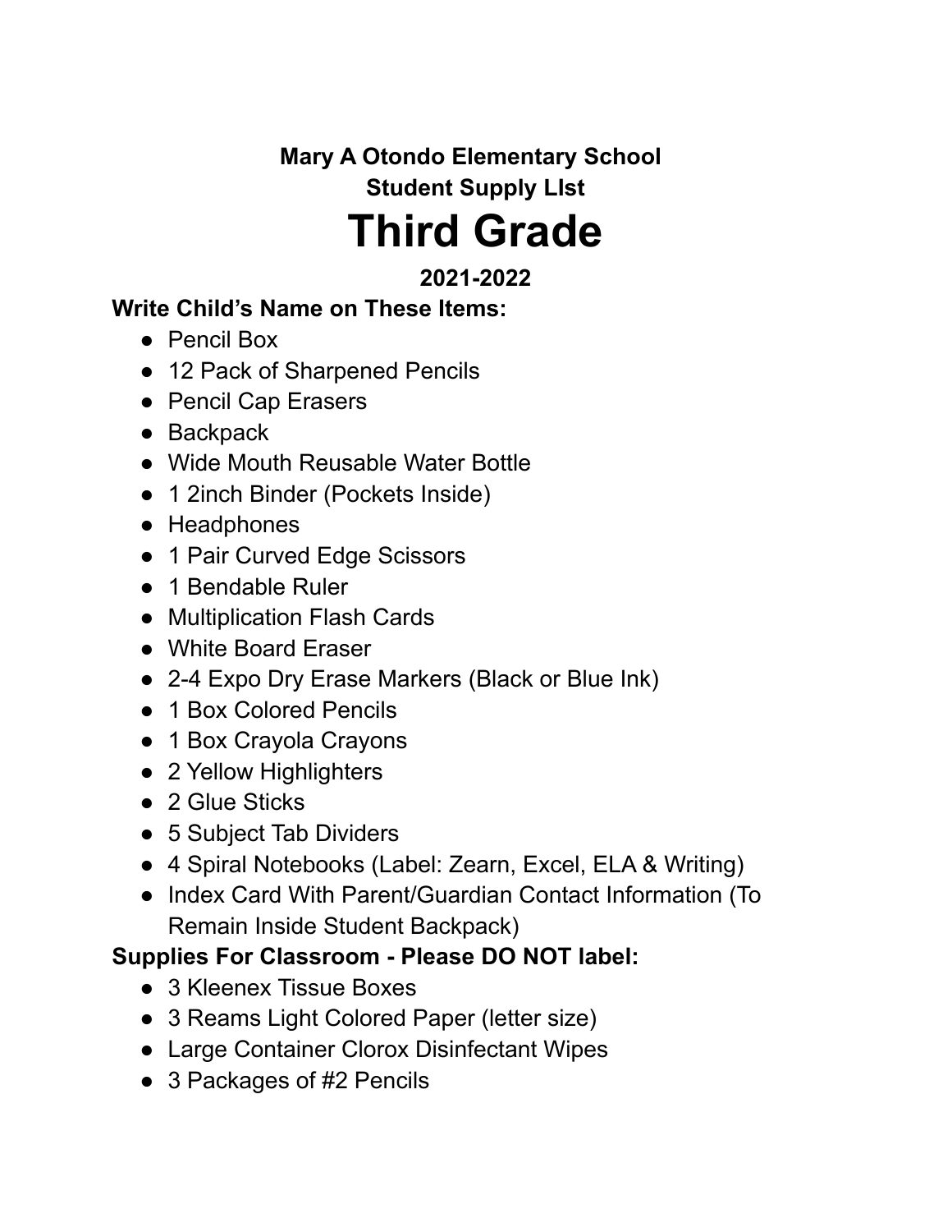**Mary A Otondo Elementary School**

**Student Supply LIst**

# Third Grade

**2021-2022**

**Write Child's Name on These Items:**

- Pencil Box
- 12 Pack of Sharpened Pencils
- Pencil Cap Erasers
- Backpack
- Wide Mouth Reusable Water Bottle
- 1 2inch Binder (Pockets Inside)
- Headphones
- 1 Pair Curved Edge Scissors
- 1 Bendable Ruler
- Multiplication Flash Cards
- White Board Eraser
- 2-4 Expo Dry Erase Markers (Black or Blue Ink)
- 1 Box Colored Pencils
- 1 Box Crayola Crayons
- 2 Yellow Highlighters
- 2 Glue Sticks
- 5 Subject Tab Dividers
- 4 Spiral Notebooks (Label: Zearn, Excel, ELA & Writing)
- Index Card With Parent/Guardian Contact Information (To Remain Inside Student Backpack)

**Supplies For Classroom - Please DO NOT label:**

- 3 Kleenex Tissue Boxes
- 3 Reams Light Colored Paper (letter size)
- Large Container Clorox Disinfectant Wipes
- 3 Packages of #2 Pencils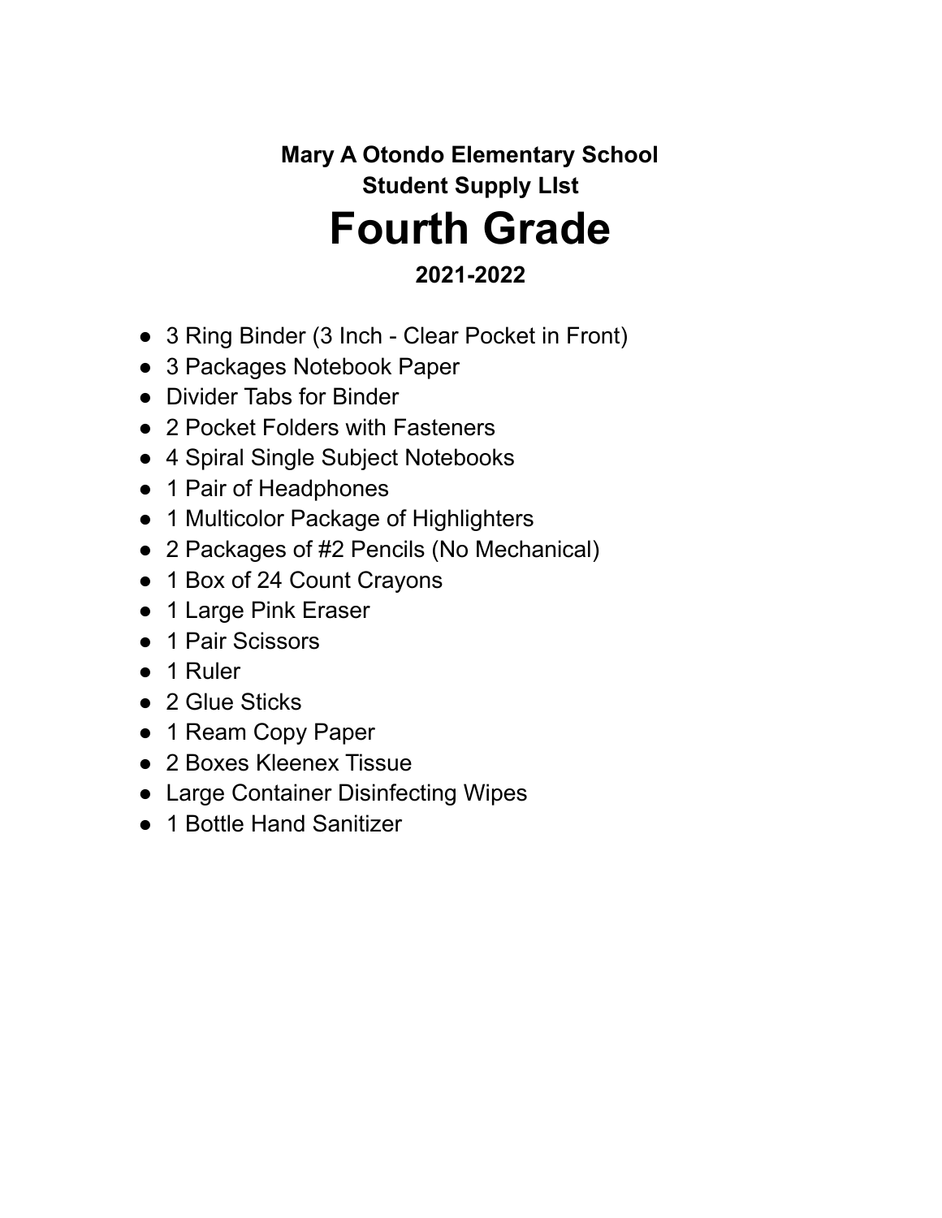**Mary A Otondo Elementary School**
**Student Supply LIst**

# Fourth Grade

**2021-2022**

- 3 Ring Binder (3 Inch - Clear Pocket in Front)
- 3 Packages Notebook Paper
- Divider Tabs for Binder
- 2 Pocket Folders with Fasteners
- 4 Spiral Single Subject Notebooks
- 1 Pair of Headphones
- 1 Multicolor Package of Highlighters
- 2 Packages of #2 Pencils (No Mechanical)
- 1 Box of 24 Count Crayons
- 1 Large Pink Eraser
- 1 Pair Scissors
- 1 Ruler
- 2 Glue Sticks
- 1 Ream Copy Paper
- 2 Boxes Kleenex Tissue
- Large Container Disinfecting Wipes
- 1 Bottle Hand Sanitizer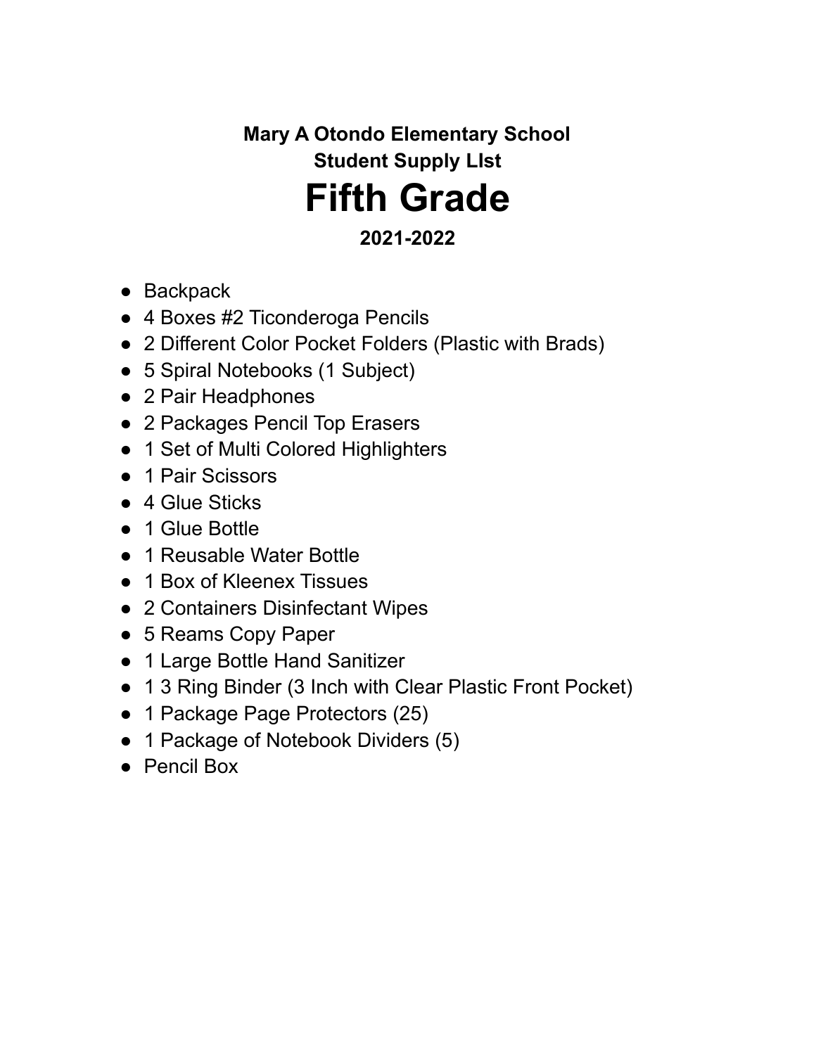**Mary A Otondo Elementary School**
**Student Supply LIst**

# Fifth Grade

**2021-2022**

- Backpack
- 4 Boxes #2 Ticonderoga Pencils
- 2 Different Color Pocket Folders (Plastic with Brads)
- 5 Spiral Notebooks (1 Subject)
- 2 Pair Headphones
- 2 Packages Pencil Top Erasers
- 1 Set of Multi Colored Highlighters
- 1 Pair Scissors
- 4 Glue Sticks
- 1 Glue Bottle
- 1 Reusable Water Bottle
- 1 Box of Kleenex Tissues
- 2 Containers Disinfectant Wipes
- 5 Reams Copy Paper
- 1 Large Bottle Hand Sanitizer
- 1 3 Ring Binder (3 Inch with Clear Plastic Front Pocket)
- 1 Package Page Protectors (25)
- 1 Package of Notebook Dividers (5)
- Pencil Box